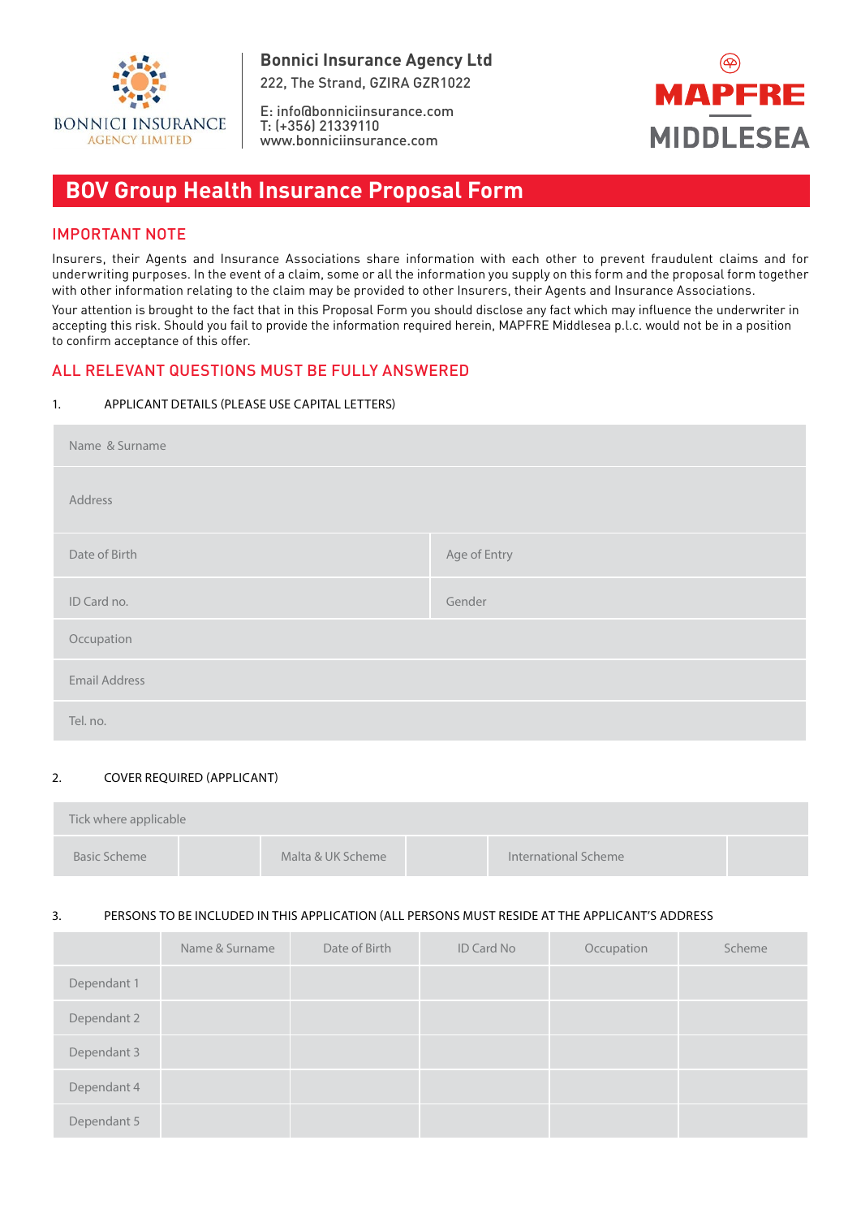BONNICI INSURANCE
AGENCY LIMITED

**Bonnici Insurance Agency Ltd**
222, The Strand, GZIRA GZR1022

E: info@bonniciinsurance.com
T: (+356) 21339110
www.bonniciinsurance.com

MAPFRE
MIDDLESEA

# BOV Group Health Insurance Proposal Form

## IMPORTANT NOTE

Insurers, their Agents and Insurance Associations share information with each other to prevent fraudulent claims and for underwriting purposes. In the event of a claim, some or all the information you supply on this form and the proposal form together with other information relating to the claim may be provided to other Insurers, their Agents and Insurance Associations.

Your attention is brought to the fact that in this Proposal Form you should disclose any fact which may influence the underwriter in accepting this risk. Should you fail to provide the information required herein, MAPFRE Middlesea p.l.c. would not be in a position to confirm acceptance of this offer.

## ALL RELEVANT QUESTIONS MUST BE FULLY ANSWERED

1. APPLICANT DETAILS (PLEASE USE CAPITAL LETTERS)

| | |
|---|---|
| Name & Surname | |
| Address | |
| Date of Birth | Age of Entry |
| ID Card no. | Gender |
| Occupation | |
| Email Address | |
| Tel. no. | |

2. COVER REQUIRED (APPLICANT)

| Tick where applicable | | | | | |
|---|---|---|---|---|---|
| Basic Scheme | | Malta & UK Scheme | | International Scheme | |

3. PERSONS TO BE INCLUDED IN THIS APPLICATION (ALL PERSONS MUST RESIDE AT THE APPLICANT'S ADDRESS

| | Name & Surname | Date of Birth | ID Card No | Occupation | Scheme |
|---|---|---|---|---|---|
| Dependant 1 | | | | | |
| Dependant 2 | | | | | |
| Dependant 3 | | | | | |
| Dependant 4 | | | | | |
| Dependant 5 | | | | | |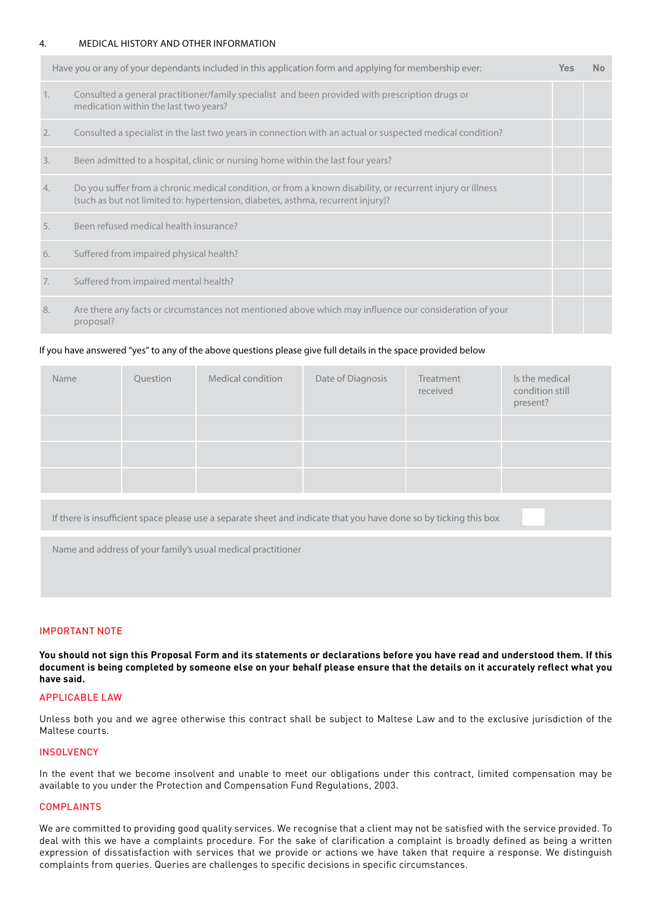4. MEDICAL HISTORY AND OTHER INFORMATION

| | Have you or any of your dependants included in this application form and applying for membership ever: | Yes | No |
|---|---|---|---|
| 1. | Consulted a general practitioner/family specialist and been provided with prescription drugs or medication within the last two years? | | |
| 2. | Consulted a specialist in the last two years in connection with an actual or suspected medical condition? | | |
| 3. | Been admitted to a hospital, clinic or nursing home within the last four years? | | |
| 4. | Do you suffer from a chronic medical condition, or from a known disability, or recurrent injury or illness (such as but not limited to: hypertension, diabetes, asthma, recurrent injury)? | | |
| 5. | Been refused medical health insurance? | | |
| 6. | Suffered from impaired physical health? | | |
| 7. | Suffered from impaired mental health? | | |
| 8. | Are there any facts or circumstances not mentioned above which may influence our consideration of your proposal? | | |

If you have answered "yes" to any of the above questions please give full details in the space provided below

| Name | Question | Medical condition | Date of Diagnosis | Treatment received | Is the medical condition still present? |
|---|---|---|---|---|---|
| | | | | | |
| | | | | | |
| | | | | | |

If there is insufficient space please use a separate sheet and indicate that you have done so by ticking this box ☐

Name and address of your family's usual medical practitioner

## IMPORTANT NOTE

**You should not sign this Proposal Form and its statements or declarations before you have read and understood them. If this document is being completed by someone else on your behalf please ensure that the details on it accurately reflect what you have said.**

## APPLICABLE LAW

Unless both you and we agree otherwise this contract shall be subject to Maltese Law and to the exclusive jurisdiction of the Maltese courts.

## INSOLVENCY

In the event that we become insolvent and unable to meet our obligations under this contract, limited compensation may be available to you under the Protection and Compensation Fund Regulations, 2003.

## COMPLAINTS

We are committed to providing good quality services. We recognise that a client may not be satisfied with the service provided. To deal with this we have a complaints procedure. For the sake of clarification a complaint is broadly defined as being a written expression of dissatisfaction with services that we provide or actions we have taken that require a response. We distinguish complaints from queries. Queries are challenges to specific decisions in specific circumstances.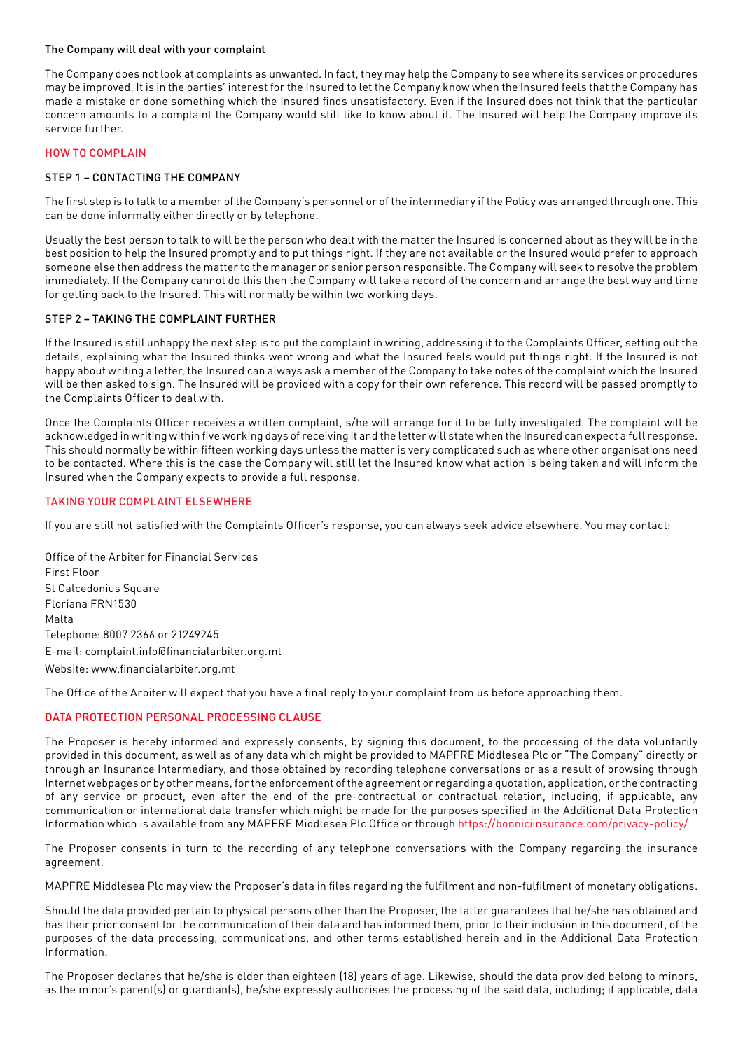### The Company will deal with your complaint

The Company does not look at complaints as unwanted. In fact, they may help the Company to see where its services or procedures may be improved. It is in the parties' interest for the Insured to let the Company know when the Insured feels that the Company has made a mistake or done something which the Insured finds unsatisfactory. Even if the Insured does not think that the particular concern amounts to a complaint the Company would still like to know about it. The Insured will help the Company improve its service further.

## HOW TO COMPLAIN

### STEP 1 – CONTACTING THE COMPANY

The first step is to talk to a member of the Company's personnel or of the intermediary if the Policy was arranged through one. This can be done informally either directly or by telephone.

Usually the best person to talk to will be the person who dealt with the matter the Insured is concerned about as they will be in the best position to help the Insured promptly and to put things right. If they are not available or the Insured would prefer to approach someone else then address the matter to the manager or senior person responsible. The Company will seek to resolve the problem immediately. If the Company cannot do this then the Company will take a record of the concern and arrange the best way and time for getting back to the Insured. This will normally be within two working days.

### STEP 2 – TAKING THE COMPLAINT FURTHER

If the Insured is still unhappy the next step is to put the complaint in writing, addressing it to the Complaints Officer, setting out the details, explaining what the Insured thinks went wrong and what the Insured feels would put things right. If the Insured is not happy about writing a letter, the Insured can always ask a member of the Company to take notes of the complaint which the Insured will be then asked to sign. The Insured will be provided with a copy for their own reference. This record will be passed promptly to the Complaints Officer to deal with.

Once the Complaints Officer receives a written complaint, s/he will arrange for it to be fully investigated. The complaint will be acknowledged in writing within five working days of receiving it and the letter will state when the Insured can expect a full response. This should normally be within fifteen working days unless the matter is very complicated such as where other organisations need to be contacted. Where this is the case the Company will still let the Insured know what action is being taken and will inform the Insured when the Company expects to provide a full response.

## TAKING YOUR COMPLAINT ELSEWHERE

If you are still not satisfied with the Complaints Officer's response, you can always seek advice elsewhere. You may contact:

Office of the Arbiter for Financial Services
First Floor
St Calcedonius Square
Floriana FRN1530
Malta
Telephone: 8007 2366 or 21249245
E-mail: complaint.info@financialarbiter.org.mt
Website: www.financialarbiter.org.mt

The Office of the Arbiter will expect that you have a final reply to your complaint from us before approaching them.

## DATA PROTECTION PERSONAL PROCESSING CLAUSE

The Proposer is hereby informed and expressly consents, by signing this document, to the processing of the data voluntarily provided in this document, as well as of any data which might be provided to MAPFRE Middlesea Plc or "The Company" directly or through an Insurance Intermediary, and those obtained by recording telephone conversations or as a result of browsing through Internet webpages or by other means, for the enforcement of the agreement or regarding a quotation, application, or the contracting of any service or product, even after the end of the pre-contractual or contractual relation, including, if applicable, any communication or international data transfer which might be made for the purposes specified in the Additional Data Protection Information which is available from any MAPFRE Middlesea Plc Office or through https://bonniciinsurance.com/privacy-policy/

The Proposer consents in turn to the recording of any telephone conversations with the Company regarding the insurance agreement.

MAPFRE Middlesea Plc may view the Proposer's data in files regarding the fulfilment and non-fulfilment of monetary obligations.

Should the data provided pertain to physical persons other than the Proposer, the latter guarantees that he/she has obtained and has their prior consent for the communication of their data and has informed them, prior to their inclusion in this document, of the purposes of the data processing, communications, and other terms established herein and in the Additional Data Protection Information.

The Proposer declares that he/she is older than eighteen (18) years of age. Likewise, should the data provided belong to minors, as the minor's parent(s) or guardian(s), he/she expressly authorises the processing of the said data, including; if applicable, data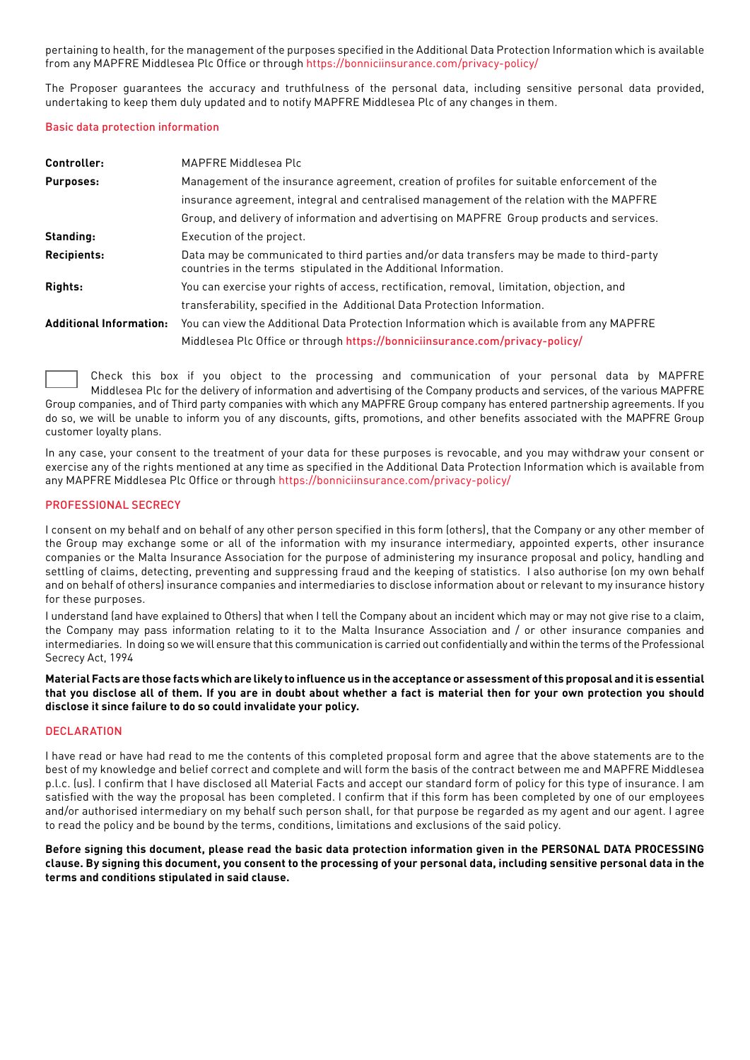pertaining to health, for the management of the purposes specified in the Additional Data Protection Information which is available from any MAPFRE Middlesea Plc Office or through https://bonniciinsurance.com/privacy-policy/

The Proposer guarantees the accuracy and truthfulness of the personal data, including sensitive personal data provided, undertaking to keep them duly updated and to notify MAPFRE Middlesea Plc of any changes in them.

### Basic data protection information

| | |
|---|---|
| **Controller:** | MAPFRE Middlesea Plc |
| **Purposes:** | Management of the insurance agreement, creation of profiles for suitable enforcement of the insurance agreement, integral and centralised management of the relation with the MAPFRE Group, and delivery of information and advertising on MAPFRE Group products and services. |
| **Standing:** | Execution of the project. |
| **Recipients:** | Data may be communicated to third parties and/or data transfers may be made to third-party countries in the terms stipulated in the Additional Information. |
| **Rights:** | You can exercise your rights of access, rectification, removal, limitation, objection, and transferability, specified in the Additional Data Protection Information. |
| **Additional Information:** | You can view the Additional Data Protection Information which is available from any MAPFRE Middlesea Plc Office or through **https://bonniciinsurance.com/privacy-policy/** |

☐ Check this box if you object to the processing and communication of your personal data by MAPFRE Middlesea Plc for the delivery of information and advertising of the Company products and services, of the various MAPFRE Group companies, and of Third party companies with which any MAPFRE Group company has entered partnership agreements. If you do so, we will be unable to inform you of any discounts, gifts, promotions, and other benefits associated with the MAPFRE Group customer loyalty plans.

In any case, your consent to the treatment of your data for these purposes is revocable, and you may withdraw your consent or exercise any of the rights mentioned at any time as specified in the Additional Data Protection Information which is available from any MAPFRE Middlesea Plc Office or through https://bonniciinsurance.com/privacy-policy/

### PROFESSIONAL SECRECY

I consent on my behalf and on behalf of any other person specified in this form (others), that the Company or any other member of the Group may exchange some or all of the information with my insurance intermediary, appointed experts, other insurance companies or the Malta Insurance Association for the purpose of administering my insurance proposal and policy, handling and settling of claims, detecting, preventing and suppressing fraud and the keeping of statistics. I also authorise (on my own behalf and on behalf of others) insurance companies and intermediaries to disclose information about or relevant to my insurance history for these purposes.

I understand (and have explained to Others) that when I tell the Company about an incident which may or may not give rise to a claim, the Company may pass information relating to it to the Malta Insurance Association and / or other insurance companies and intermediaries. In doing so we will ensure that this communication is carried out confidentially and within the terms of the Professional Secrecy Act, 1994

**Material Facts are those facts which are likely to influence us in the acceptance or assessment of this proposal and it is essential that you disclose all of them. If you are in doubt about whether a fact is material then for your own protection you should disclose it since failure to do so could invalidate your policy.**

### DECLARATION

I have read or have had read to me the contents of this completed proposal form and agree that the above statements are to the best of my knowledge and belief correct and complete and will form the basis of the contract between me and MAPFRE Middlesea p.l.c. (us). I confirm that I have disclosed all Material Facts and accept our standard form of policy for this type of insurance. I am satisfied with the way the proposal has been completed. I confirm that if this form has been completed by one of our employees and/or authorised intermediary on my behalf such person shall, for that purpose be regarded as my agent and our agent. I agree to read the policy and be bound by the terms, conditions, limitations and exclusions of the said policy.

**Before signing this document, please read the basic data protection information given in the PERSONAL DATA PROCESSING clause. By signing this document, you consent to the processing of your personal data, including sensitive personal data in the terms and conditions stipulated in said clause.**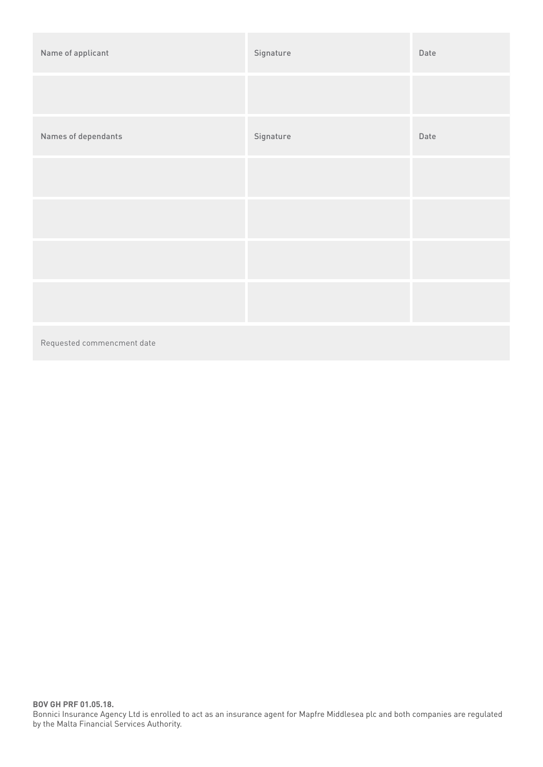| Name of applicant | Signature | Date |
| --- | --- | --- |
| | | |

| Names of dependants | Signature | Date |
| --- | --- | --- |
| | | |
| | | |
| | | |
| | | |

Requested commencment date

**BOV GH PRF 01.05.18.**

Bonnici Insurance Agency Ltd is enrolled to act as an insurance agent for Mapfre Middlesea plc and both companies are regulated by the Malta Financial Services Authority.